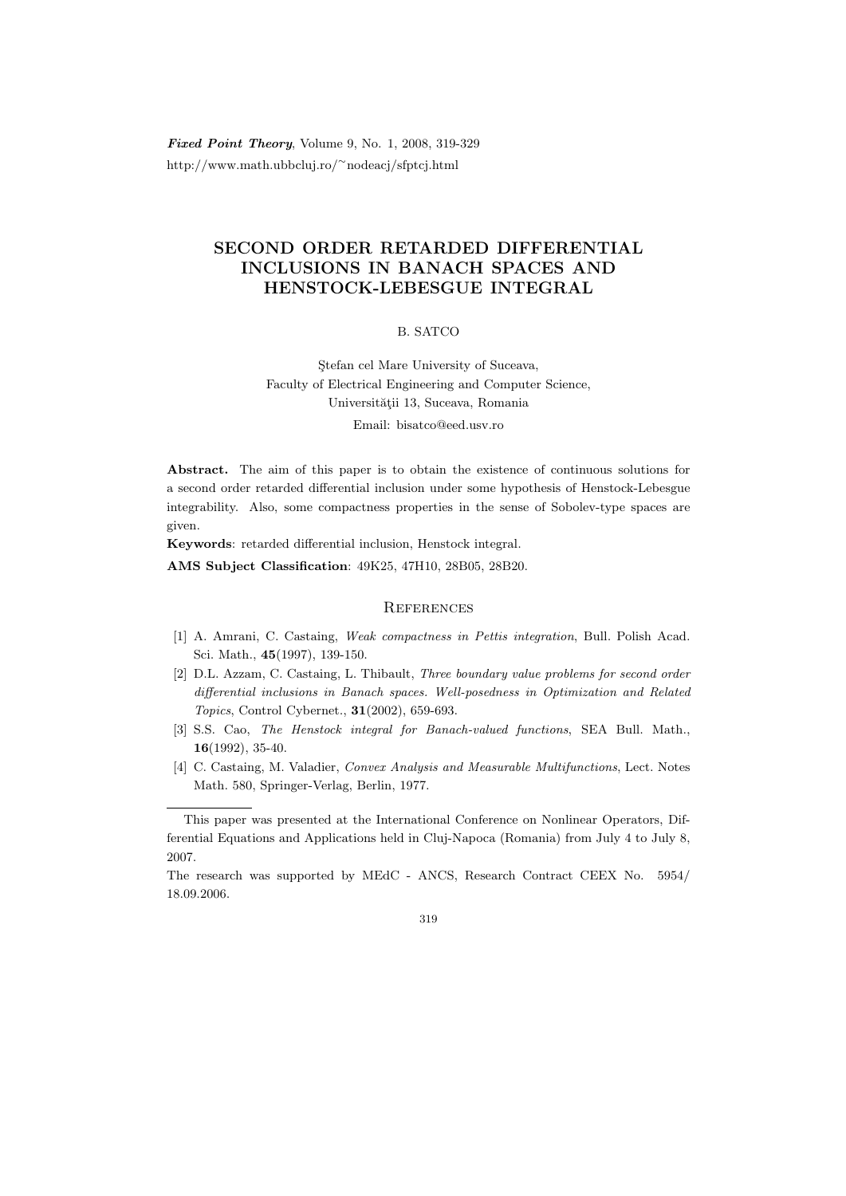# SECOND ORDER RETARDED DIFFERENTIAL INCLUSIONS IN BANACH SPACES AND HENSTOCK-LEBESGUE INTEGRAL

B. SATCO

Ştefan cel Mare University of Suceava,
Faculty of Electrical Engineering and Computer Science,
Universităţii 13, Suceava, Romania
Email: bisatco@eed.usv.ro

**Abstract.** The aim of this paper is to obtain the existence of continuous solutions for a second order retarded differential inclusion under some hypothesis of Henstock-Lebesgue integrability. Also, some compactness properties in the sense of Sobolev-type spaces are given.

**Keywords**: retarded differential inclusion, Henstock integral.

**AMS Subject Classification**: 49K25, 47H10, 28B05, 28B20.

## References

[1] A. Amrani, C. Castaing, *Weak compactness in Pettis integration*, Bull. Polish Acad. Sci. Math., **45**(1997), 139-150.

[2] D.L. Azzam, C. Castaing, L. Thibault, *Three boundary value problems for second order differential inclusions in Banach spaces. Well-posedness in Optimization and Related Topics*, Control Cybernet., **31**(2002), 659-693.

[3] S.S. Cao, *The Henstock integral for Banach-valued functions*, SEA Bull. Math., **16**(1992), 35-40.

[4] C. Castaing, M. Valadier, *Convex Analysis and Measurable Multifunctions*, Lect. Notes Math. 580, Springer-Verlag, Berlin, 1977.

---

This paper was presented at the International Conference on Nonlinear Operators, Differential Equations and Applications held in Cluj-Napoca (Romania) from July 4 to July 8, 2007.

The research was supported by MEdC - ANCS, Research Contract CEEX No. 5954/ 18.09.2006.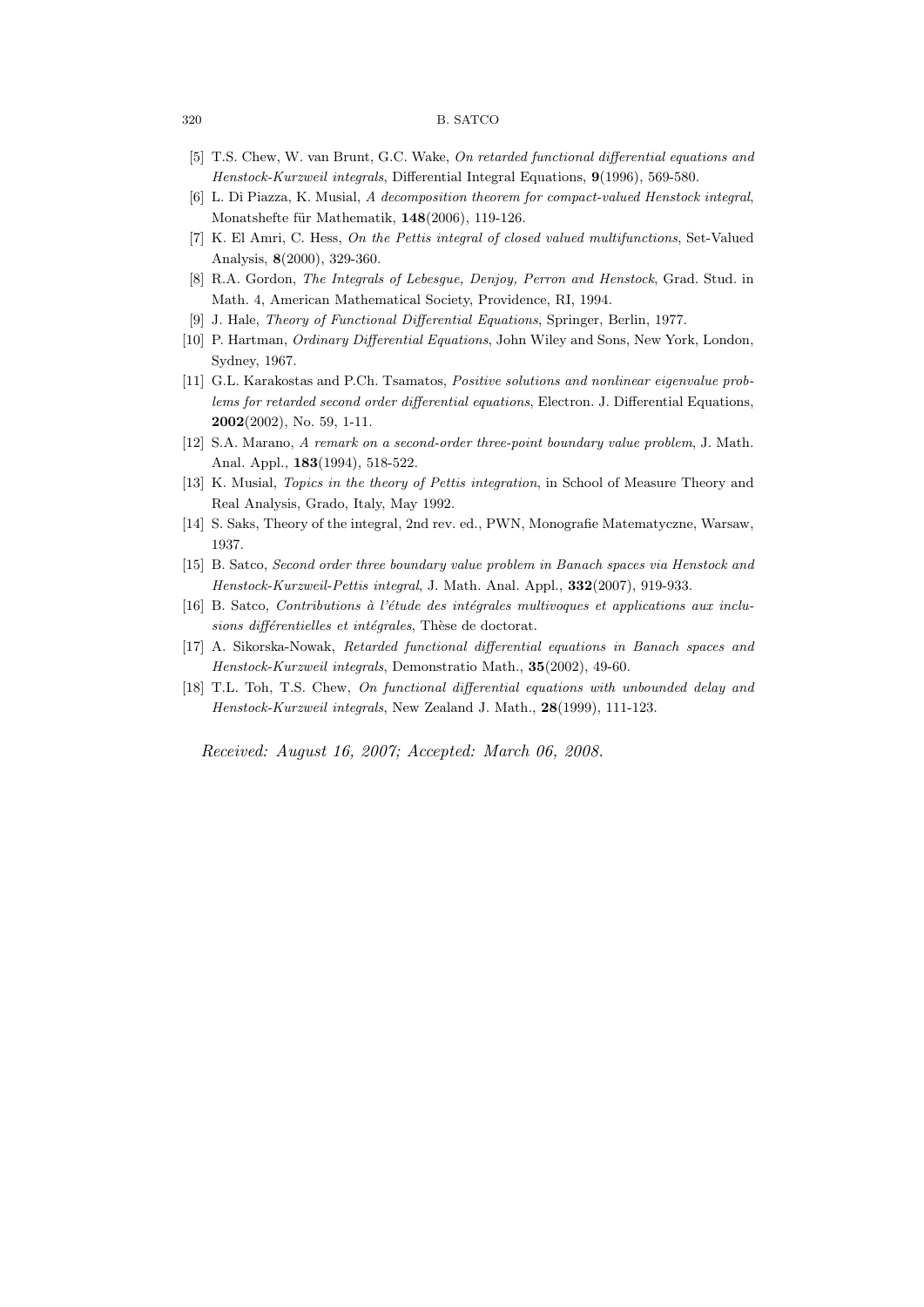[5] T.S. Chew, W. van Brunt, G.C. Wake, *On retarded functional differential equations and Henstock-Kurzweil integrals*, Differential Integral Equations, **9**(1996), 569-580.

[6] L. Di Piazza, K. Musial, *A decomposition theorem for compact-valued Henstock integral*, Monatshefte für Mathematik, **148**(2006), 119-126.

[7] K. El Amri, C. Hess, *On the Pettis integral of closed valued multifunctions*, Set-Valued Analysis, **8**(2000), 329-360.

[8] R.A. Gordon, *The Integrals of Lebesgue, Denjoy, Perron and Henstock*, Grad. Stud. in Math. 4, American Mathematical Society, Providence, RI, 1994.

[9] J. Hale, *Theory of Functional Differential Equations*, Springer, Berlin, 1977.

[10] P. Hartman, *Ordinary Differential Equations*, John Wiley and Sons, New York, London, Sydney, 1967.

[11] G.L. Karakostas and P.Ch. Tsamatos, *Positive solutions and nonlinear eigenvalue problems for retarded second order differential equations*, Electron. J. Differential Equations, **2002**(2002), No. 59, 1-11.

[12] S.A. Marano, *A remark on a second-order three-point boundary value problem*, J. Math. Anal. Appl., **183**(1994), 518-522.

[13] K. Musial, *Topics in the theory of Pettis integration*, in School of Measure Theory and Real Analysis, Grado, Italy, May 1992.

[14] S. Saks, Theory of the integral, 2nd rev. ed., PWN, Monografie Matematyczne, Warsaw, 1937.

[15] B. Satco, *Second order three boundary value problem in Banach spaces via Henstock and Henstock-Kurzweil-Pettis integral*, J. Math. Anal. Appl., **332**(2007), 919-933.

[16] B. Satco, *Contributions à l'étude des intégrales multivoques et applications aux inclusions différentielles et intégrales*, Thèse de doctorat.

[17] A. Sikorska-Nowak, *Retarded functional differential equations in Banach spaces and Henstock-Kurzweil integrals*, Demonstratio Math., **35**(2002), 49-60.

[18] T.L. Toh, T.S. Chew, *On functional differential equations with unbounded delay and Henstock-Kurzweil integrals*, New Zealand J. Math., **28**(1999), 111-123.

*Received: August 16, 2007; Accepted: March 06, 2008.*